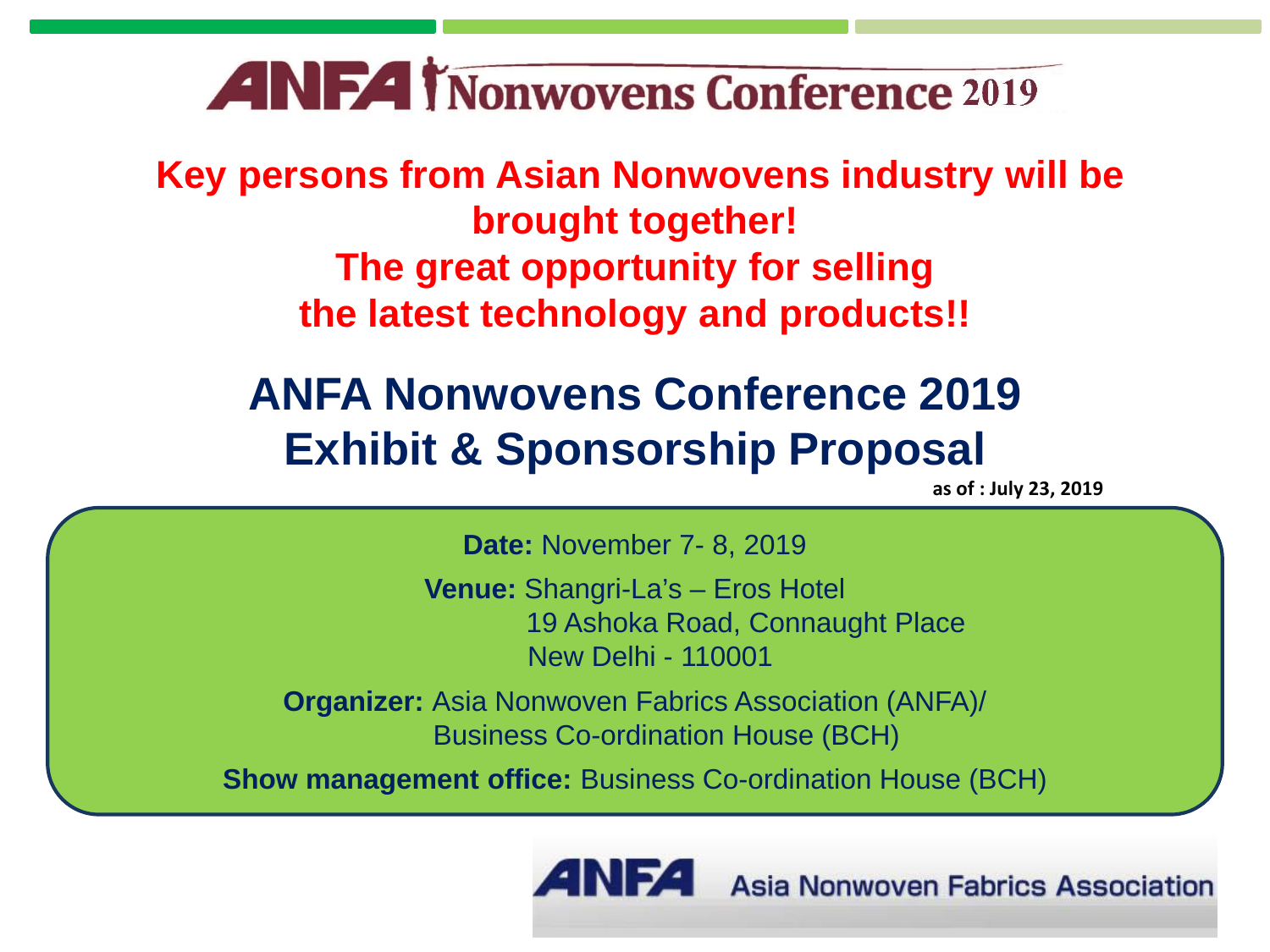# ANFA Nonwovens Conference 2019

**Key persons from Asian Nonwovens industry will be brought together!**
**The great opportunity for selling the latest technology and products!!**

## ANFA Nonwovens Conference 2019
## Exhibit & Sponsorship Proposal

**as of : July 23, 2019**

**Date:** November 7- 8, 2019

**Venue:** Shangri-La's – Eros Hotel
19 Ashoka Road, Connaught Place
New Delhi - 110001

**Organizer:** Asia Nonwoven Fabrics Association (ANFA)/
Business Co-ordination House (BCH)

**Show management office:** Business Co-ordination House (BCH)

ANFA Asia Nonwoven Fabrics Association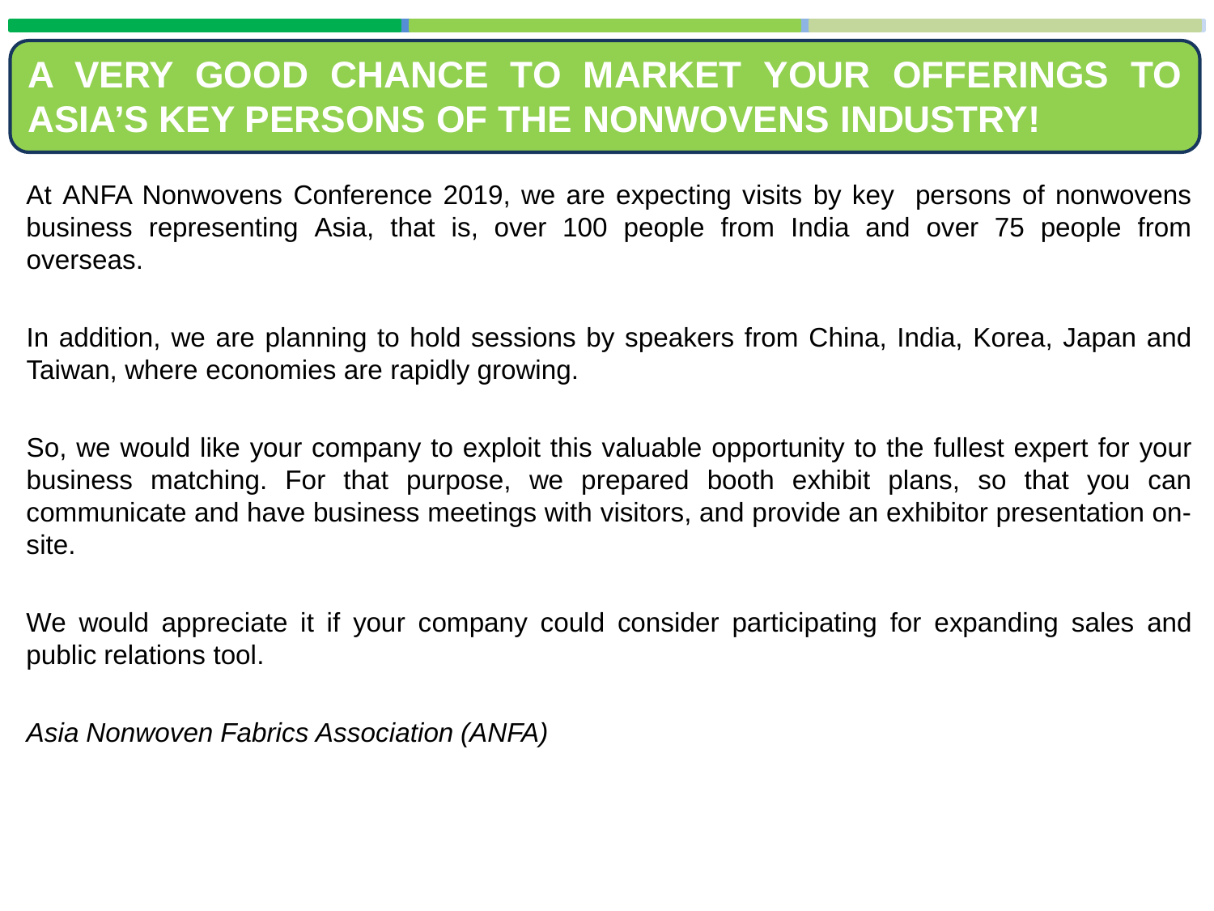# A VERY GOOD CHANCE TO MARKET YOUR OFFERINGS TO ASIA'S KEY PERSONS OF THE NONWOVENS INDUSTRY!

At ANFA Nonwovens Conference 2019, we are expecting visits by key persons of nonwovens business representing Asia, that is, over 100 people from India and over 75 people from overseas.

In addition, we are planning to hold sessions by speakers from China, India, Korea, Japan and Taiwan, where economies are rapidly growing.

So, we would like your company to exploit this valuable opportunity to the fullest expert for your business matching. For that purpose, we prepared booth exhibit plans, so that you can communicate and have business meetings with visitors, and provide an exhibitor presentation on-site.

We would appreciate it if your company could consider participating for expanding sales and public relations tool.

*Asia Nonwoven Fabrics Association (ANFA)*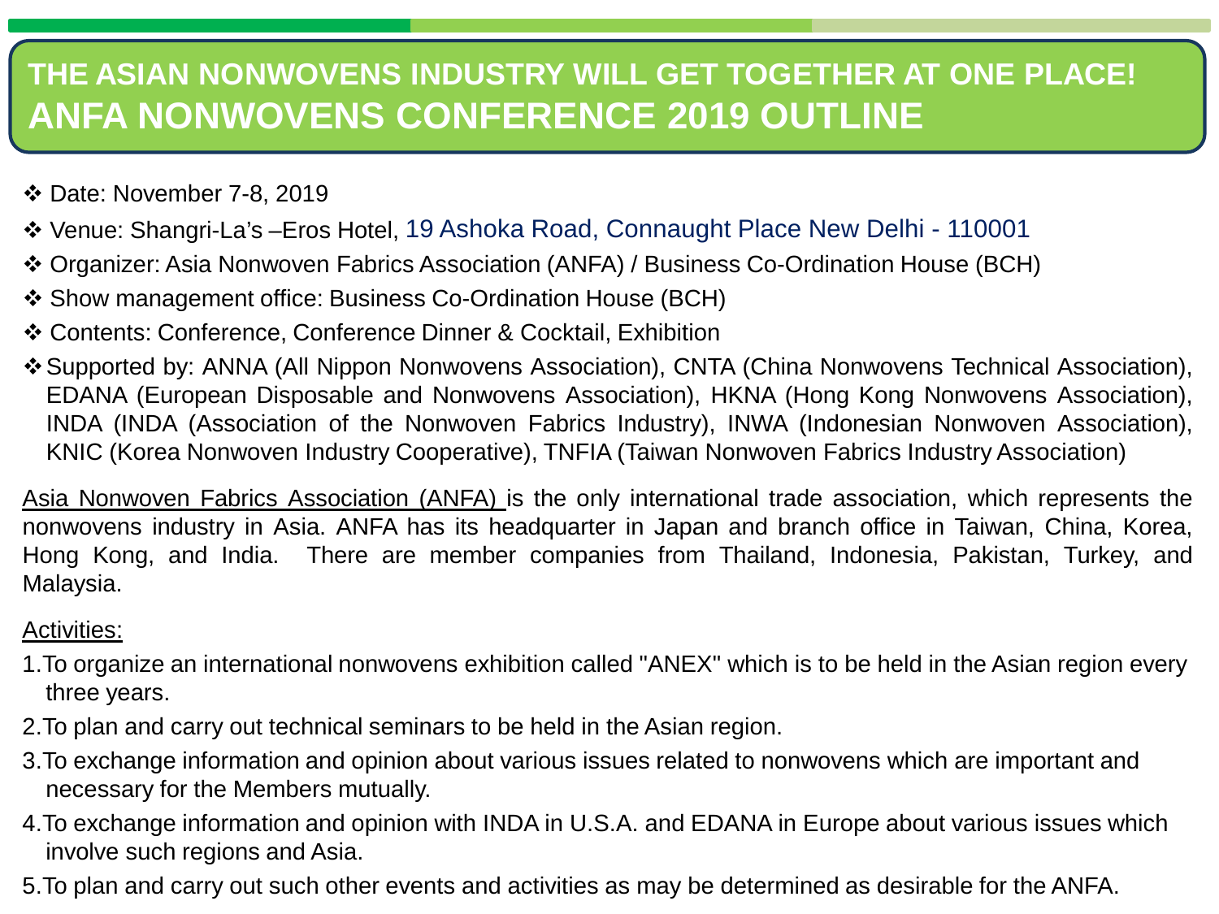# THE ASIAN NONWOVENS INDUSTRY WILL GET TOGETHER AT ONE PLACE!
# ANFA NONWOVENS CONFERENCE 2019 OUTLINE

- Date: November 7-8, 2019
- Venue: Shangri-La's –Eros Hotel, 19 Ashoka Road, Connaught Place New Delhi - 110001
- Organizer: Asia Nonwoven Fabrics Association (ANFA) / Business Co-Ordination House (BCH)
- Show management office: Business Co-Ordination House (BCH)
- Contents: Conference, Conference Dinner & Cocktail, Exhibition
- Supported by: ANNA (All Nippon Nonwovens Association), CNTA (China Nonwovens Technical Association), EDANA (European Disposable and Nonwovens Association), HKNA (Hong Kong Nonwovens Association), INDA (INDA (Association of the Nonwoven Fabrics Industry), INWA (Indonesian Nonwoven Association), KNIC (Korea Nonwoven Industry Cooperative), TNFIA (Taiwan Nonwoven Fabrics Industry Association)

<u>Asia Nonwoven Fabrics Association (ANFA)</u> is the only international trade association, which represents the nonwovens industry in Asia. ANFA has its headquarter in Japan and branch office in Taiwan, China, Korea, Hong Kong, and India. There are member companies from Thailand, Indonesia, Pakistan, Turkey, and Malaysia.

<u>Activities:</u>

1. To organize an international nonwovens exhibition called "ANEX" which is to be held in the Asian region every three years.
2. To plan and carry out technical seminars to be held in the Asian region.
3. To exchange information and opinion about various issues related to nonwovens which are important and necessary for the Members mutually.
4. To exchange information and opinion with INDA in U.S.A. and EDANA in Europe about various issues which involve such regions and Asia.
5. To plan and carry out such other events and activities as may be determined as desirable for the ANFA.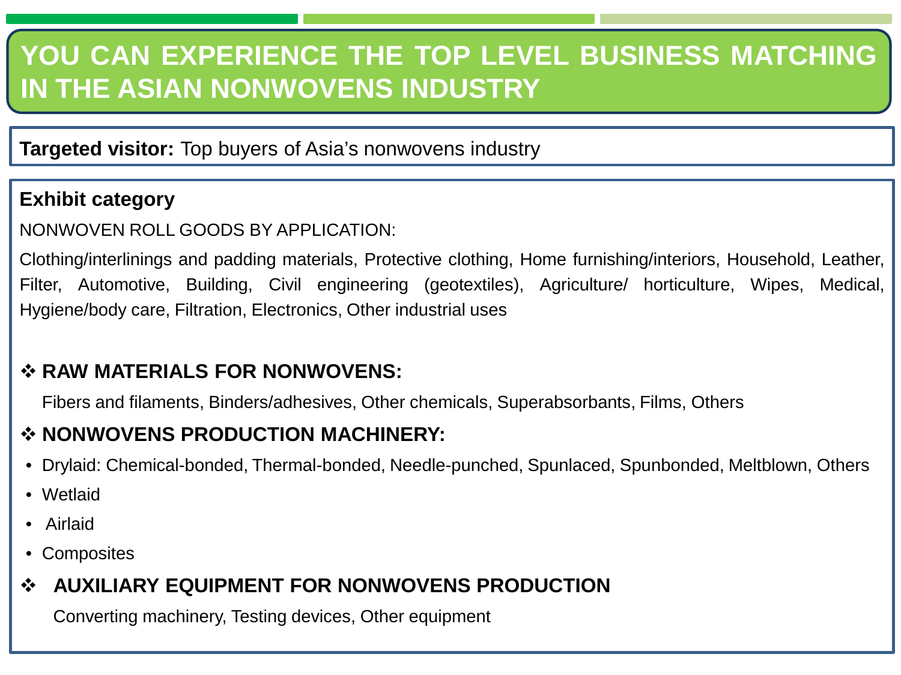# YOU CAN EXPERIENCE THE TOP LEVEL BUSINESS MATCHING IN THE ASIAN NONWOVENS INDUSTRY

**Targeted visitor:** Top buyers of Asia's nonwovens industry

**Exhibit category**

NONWOVEN ROLL GOODS BY APPLICATION:

Clothing/interlinings and padding materials, Protective clothing, Home furnishing/interiors, Household, Leather, Filter, Automotive, Building, Civil engineering (geotextiles), Agriculture/ horticulture, Wipes, Medical, Hygiene/body care, Filtration, Electronics, Other industrial uses

❖ **RAW MATERIALS FOR NONWOVENS:**

Fibers and filaments, Binders/adhesives, Other chemicals, Superabsorbants, Films, Others

❖ **NONWOVENS PRODUCTION MACHINERY:**

- Drylaid: Chemical-bonded, Thermal-bonded, Needle-punched, Spunlaced, Spunbonded, Meltblown, Others
- Wetlaid
- Airlaid
- Composites

❖ **AUXILIARY EQUIPMENT FOR NONWOVENS PRODUCTION**

Converting machinery, Testing devices, Other equipment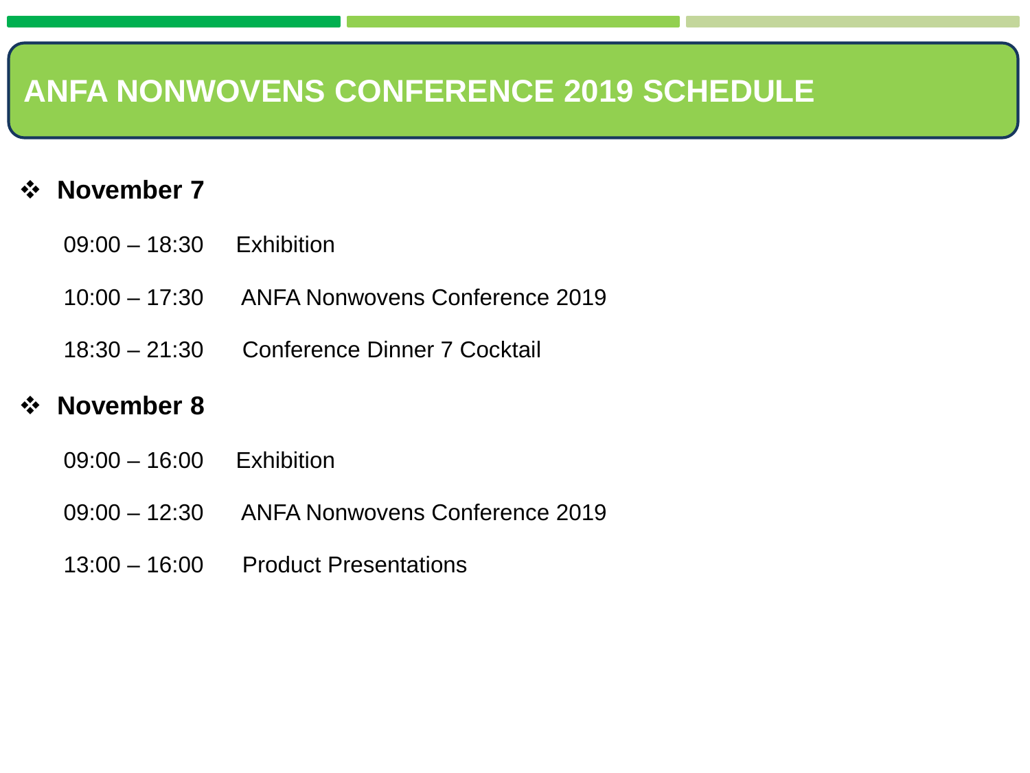# ANFA NONWOVENS CONFERENCE 2019 SCHEDULE

- **November 7**

  09:00 – 18:30 Exhibition

  10:00 – 17:30 ANFA Nonwovens Conference 2019

  18:30 – 21:30 Conference Dinner 7 Cocktail

- **November 8**

  09:00 – 16:00 Exhibition

  09:00 – 12:30 ANFA Nonwovens Conference 2019

  13:00 – 16:00 Product Presentations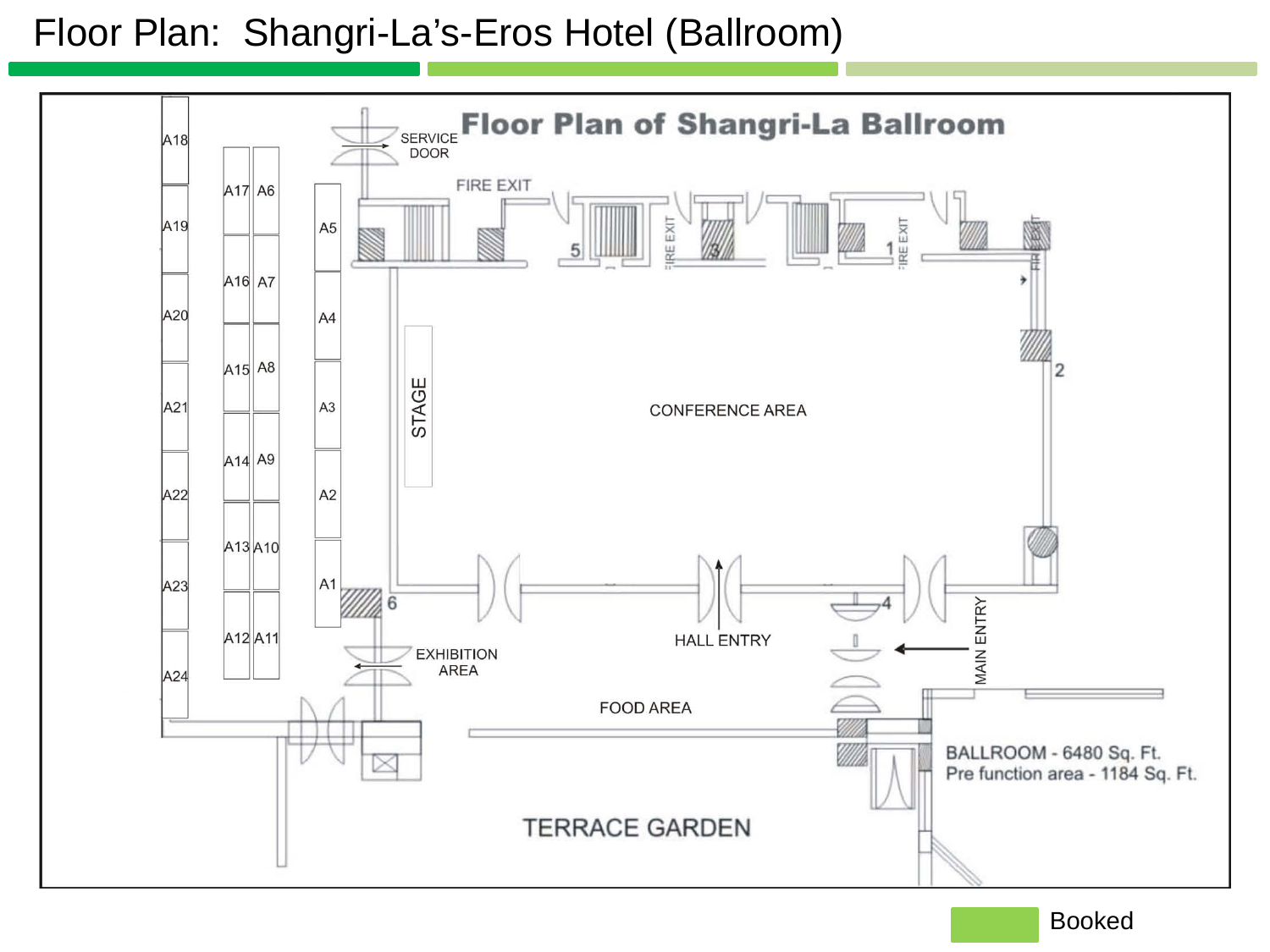# Floor Plan: Shangri-La's-Eros Hotel (Ballroom)

## Floor Plan of Shangri-La Ballroom

A18, A19, A20, A21, A22, A23, A24

A17, A16, A15, A14, A13, A12

A6, A7, A8, A9, A10, A11

A5, A4, A3, A2, A1

SERVICE DOOR

FIRE EXIT

STAGE

CONFERENCE AREA

HALL ENTRY

MAIN ENTRY

EXHIBITION AREA

FOOD AREA

TERRACE GARDEN

BALLROOM - 6480 Sq. Ft.
Pre function area - 1184 Sq. Ft.

Booked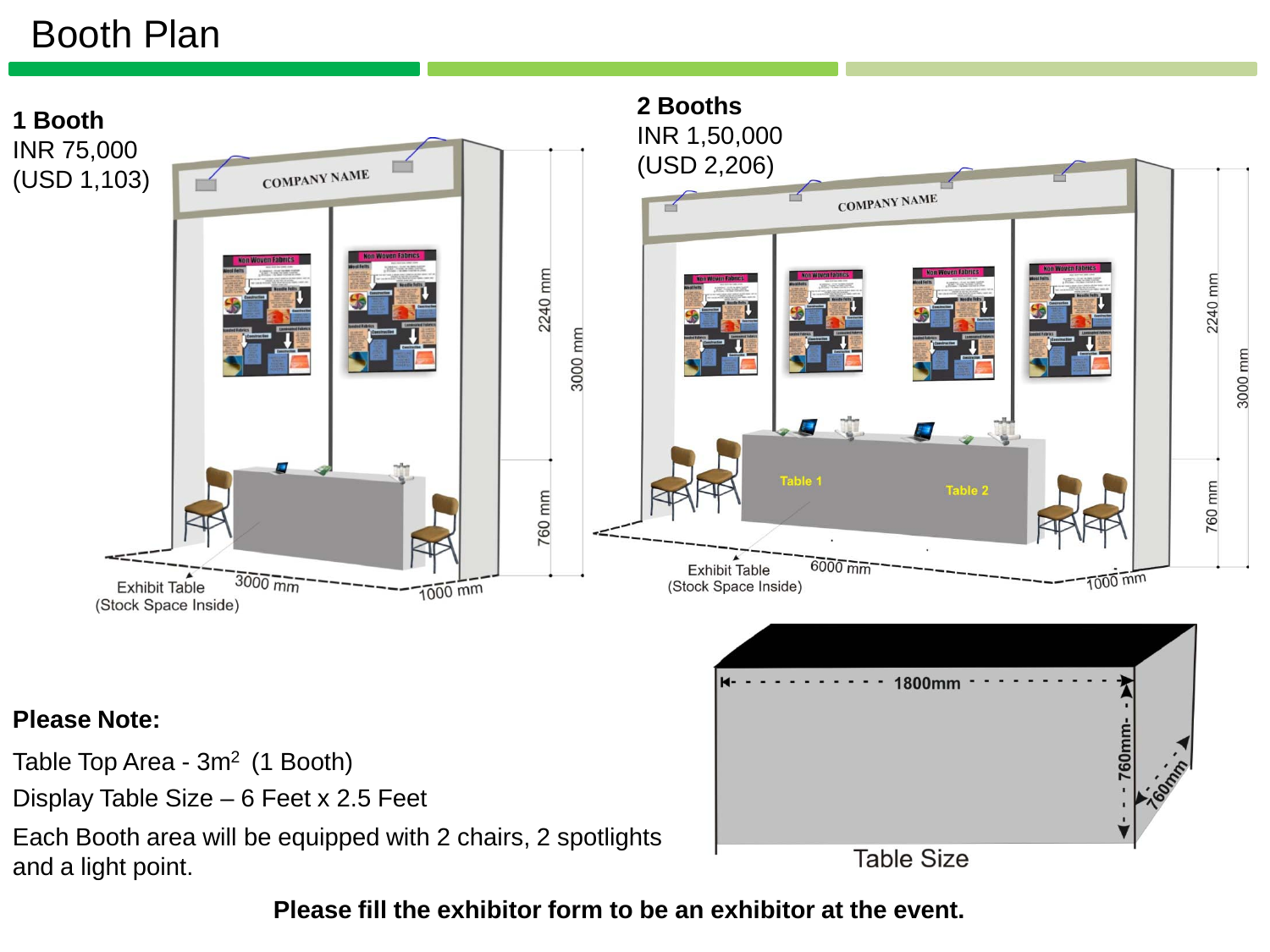# Booth Plan

**1 Booth**
INR 75,000
(USD 1,103)

**2 Booths**
INR 1,50,000
(USD 2,206)

**Please Note:**

Table Top Area - 3m$^2$ (1 Booth)

Display Table Size – 6 Feet x 2.5 Feet

Each Booth area will be equipped with 2 chairs, 2 spotlights and a light point.

**Please fill the exhibitor form to be an exhibitor at the event.**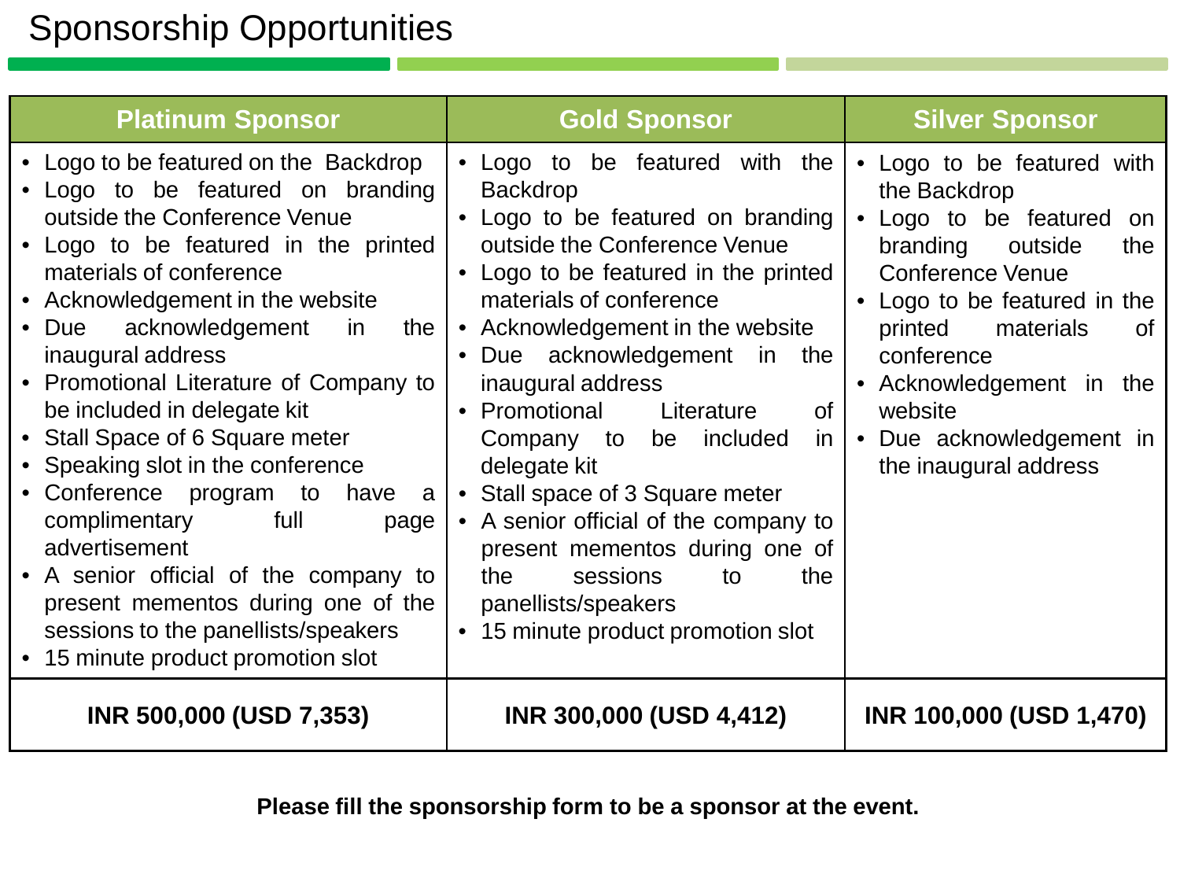# Sponsorship Opportunities

| Platinum Sponsor | Gold Sponsor | Silver Sponsor |
|---|---|---|
| • Logo to be featured on the Backdrop<br>• Logo to be featured on branding outside the Conference Venue<br>• Logo to be featured in the printed materials of conference<br>• Acknowledgement in the website<br>• Due acknowledgement in the inaugural address<br>• Promotional Literature of Company to be included in delegate kit<br>• Stall Space of 6 Square meter<br>• Speaking slot in the conference<br>• Conference program to have a complimentary full page advertisement<br>• A senior official of the company to present mementos during one of the sessions to the panellists/speakers<br>• 15 minute product promotion slot | • Logo to be featured with the Backdrop<br>• Logo to be featured on branding outside the Conference Venue<br>• Logo to be featured in the printed materials of conference<br>• Acknowledgement in the website<br>• Due acknowledgement in the inaugural address<br>• Promotional Literature of Company to be included in delegate kit<br>• Stall space of 3 Square meter<br>• A senior official of the company to present mementos during one of the sessions to the panellists/speakers<br>• 15 minute product promotion slot | • Logo to be featured with the Backdrop<br>• Logo to be featured on branding outside the Conference Venue<br>• Logo to be featured in the printed materials of conference<br>• Acknowledgement in the website<br>• Due acknowledgement in the inaugural address |
| **INR 500,000 (USD 7,353)** | **INR 300,000 (USD 4,412)** | **INR 100,000 (USD 1,470)** |

**Please fill the sponsorship form to be a sponsor at the event.**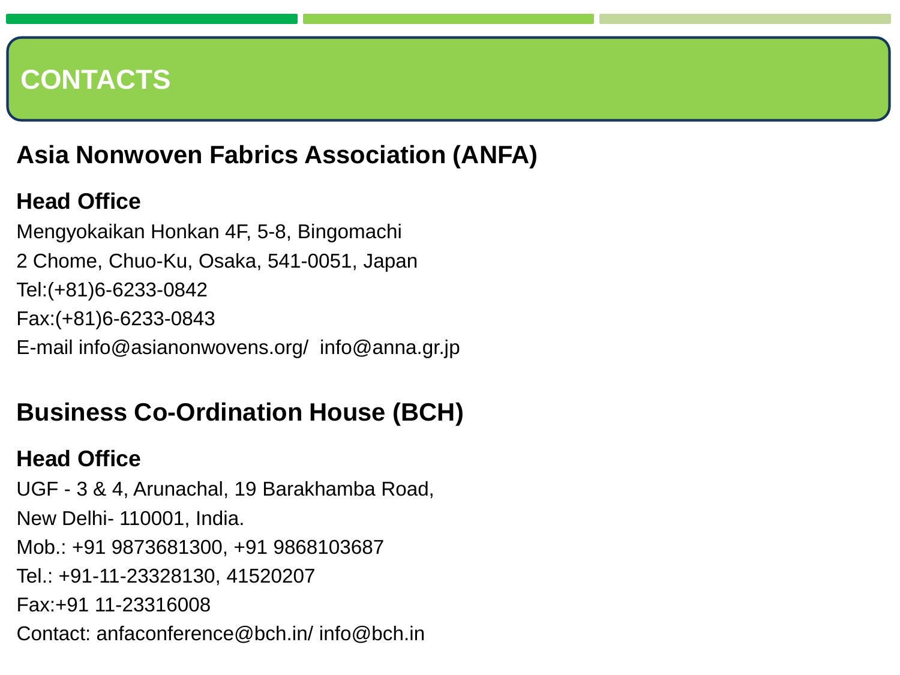# CONTACTS

## Asia Nonwoven Fabrics Association (ANFA)

### Head Office

Mengyokaikan Honkan 4F, 5-8, Bingomachi
2 Chome, Chuo-Ku, Osaka, 541-0051, Japan
Tel:(+81)6-6233-0842
Fax:(+81)6-6233-0843
E-mail info@asianonwovens.org/  info@anna.gr.jp

## Business Co-Ordination House (BCH)

### Head Office

UGF - 3 & 4, Arunachal, 19 Barakhamba Road,
New Delhi- 110001, India.
Mob.: +91 9873681300, +91 9868103687
Tel.: +91-11-23328130, 41520207
Fax:+91 11-23316008
Contact: anfaconference@bch.in/ info@bch.in